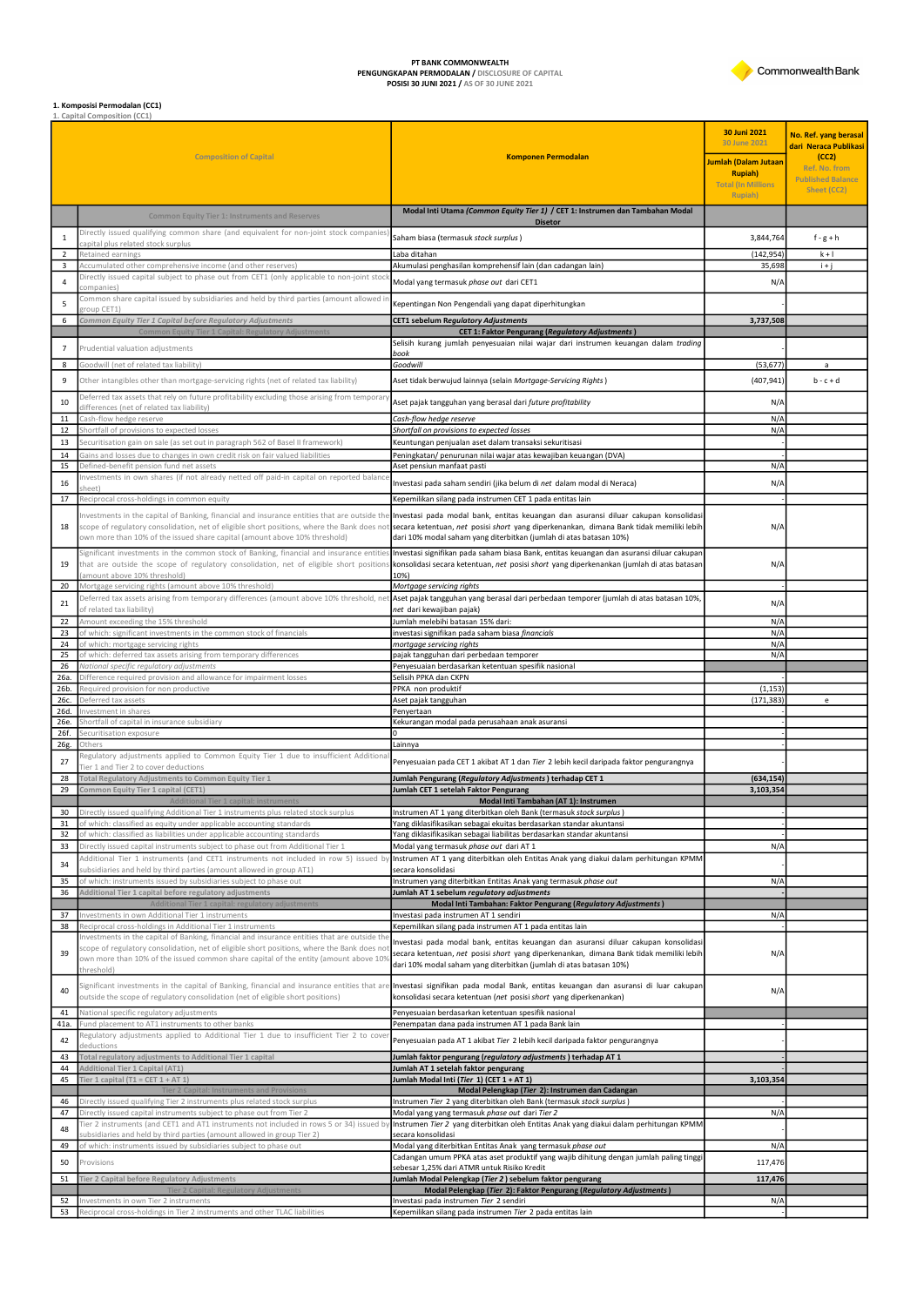PT BANK COMMONWEALTH
PENGUNGKAPAN PERMODALAN / DISCLOSURE OF CAPITAL
POSISI 30 JUNI 2021 / AS OF 30 JUNE 2021

CommonwealthBank

## 1. Komposisi Permodalan (CC1)

1. Capital Composition (CC1)

| | Composition of Capital | Komponen Permodalan | 30 Juni 2021 / 30 June 2021 Jumlah (Dalam Jutaan Rupiah) / Total (In Millions Rupiah) | No. Ref. yang berasal dari Neraca Publikasi (CC2) / Ref. No. from Published Balance Sheet (CC2) |
|---|---|---|---|---|
| | Common Equity Tier 1: Instruments and Reserves | Modal Inti Utama *(Common Equity Tier 1)* / CET 1: Instrumen dan Tambahan Modal Disetor | | |
| 1 | Directly issued qualifying common share (and equivalent for non-joint stock companies) capital plus related stock surplus | Saham biasa (termasuk *stock surplus*) | 3,844,764 | f - g + h |
| 2 | Retained earnings | Laba ditahan | (142,954) | k + l |
| 3 | Accumulated other comprehensive income (and other reserves) | Akumulasi penghasilan komprehensif lain (dan cadangan lain) | 35,698 | i + j |
| 4 | Directly issued capital subject to phase out from CET1 (only applicable to non-joint stock companies) | Modal yang termasuk *phase out* dari CET1 | N/A | |
| 5 | Common share capital issued by subsidiaries and held by third parties (amount allowed in group CET1) | Kepentingan Non Pengendali yang dapat diperhitungkan | - | |
| 6 | Common Equity Tier 1 Capital before Regulatory Adjustments | CET1 sebelum Regulatory Adjustments | 3,737,508 | |
| | Common Equity Tier 1 Capital: Regulatory Adjustments | CET 1: Faktor Pengurang (Regulatory Adjustments) | | |
| 7 | Prudential valuation adjustments | Selisih kurang jumlah penyesuaian nilai wajar dari instrumen keuangan dalam *trading book* | - | |
| 8 | Goodwill (net of related tax liability) | *Goodwill* | (53,677) | a |
| 9 | Other intangibles other than mortgage-servicing rights (net of related tax liability) | Aset tidak berwujud lainnya (selain *Mortgage-Servicing Rights*) | (407,941) | b - c + d |
| 10 | Deferred tax assets that rely on future profitability excluding those arising from temporary differences (net of related tax liability) | Aset pajak tangguhan yang berasal dari *future profitability* | N/A | |
| 11 | Cash-flow hedge reserve | *Cash-flow hedge reserve* | N/A | |
| 12 | Shortfall of provisions to expected losses | *Shortfall on provisions to expected losses* | N/A | |
| 13 | Securitisation gain on sale (as set out in paragraph 562 of Basel II framework) | Keuntungan penjualan aset dalam transaksi sekuritisasi | - | |
| 14 | Gains and losses due to changes in own credit risk on fair valued liabilities | Peningkatan/ penurunan nilai wajar atas kewajiban keuangan (DVA) | - | |
| 15 | Defined-benefit pension fund net assets | Aset pensiun manfaat pasti | N/A | |
| 16 | Investments in own shares (if not already netted off paid-in capital on reported balance sheet) | Investasi pada saham sendiri (jika belum di *net* dalam modal di Neraca) | N/A | |
| 17 | Reciprocal cross-holdings in common equity | Kepemilikan silang pada instrumen CET 1 pada entitas lain | - | |
| 18 | Investments in the capital of Banking, financial and insurance entities that are outside the scope of regulatory consolidation, net of eligible short positions, where the Bank does not own more than 10% of the issued share capital (amount above 10% threshold) | Investasi pada modal bank, entitas keuangan dan asuransi diluar cakupan konsolidasi secara ketentuan, *net* posisi *short* yang diperkenankan, dimana Bank tidak memiliki lebih dari 10% modal saham yang diterbitkan (jumlah di atas batasan 10%) | N/A | |
| 19 | Significant investments in the common stock of Banking, financial and insurance entities that are outside the scope of regulatory consolidation, net of eligible short positions (amount above 10% threshold) | Investasi signifikan pada saham biasa Bank, entitas keuangan dan asuransi diluar cakupan konsolidasi secara ketentuan, *net* posisi *short* yang diperkenankan (jumlah di atas batasan 10%) | N/A | |
| 20 | Mortgage servicing rights (amount above 10% threshold) | *Mortgage servicing rights* | - | |
| 21 | Deferred tax assets arising from temporary differences (amount above 10% threshold, net of related tax liability) | Aset pajak tangguhan yang berasal dari perbedaan temporer (jumlah di atas batasan 10%, *net* dari kewajiban pajak) | N/A | |
| 22 | Amount exceeding the 15% threshold | Jumlah melebihi batasan 15% dari: | N/A | |
| 23 | of which: significant investments in the common stock of financials | investasi signifikan pada saham biasa *financials* | N/A | |
| 24 | of which: mortgage servicing rights | *mortgage servicing rights* | N/A | |
| 25 | of which: deferred tax assets arising from temporary differences | pajak tangguhan dari perbedaan temporer | N/A | |
| 26 | National specific regulatory adjustments | Penyesuaian berdasarkan ketentuan spesifik nasional | | |
| 26a. | Difference required provision and allowance for impairment losses | Selisih PPKA dan CKPN | - | |
| 26b. | Required provision for non productive | PPKA non produktif | (1,153) | |
| 26c. | Deferred tax assets | Aset pajak tangguhan | (171,383) | e |
| 26d. | Investment in shares | Penyertaan | - | |
| 26e. | Shortfall of capital in insurance subsidiary | Kekurangan modal pada perusahaan anak asuransi | - | |
| 26f. | Securitisation exposure | 0 | - | |
| 26g. | Others | Lainnya | - | |
| 27 | Regulatory adjustments applied to Common Equity Tier 1 due to insufficient Additional Tier 1 and Tier 2 to cover deductions | Penyesuaian pada CET 1 akibat AT 1 dan *Tier* 2 lebih kecil daripada faktor pengurangnya | - | |
| 28 | Total Regulatory Adjustments to Common Equity Tier 1 | Jumlah Pengurang (*Regulatory Adjustments*) terhadap CET 1 | (634,154) | |
| 29 | Common Equity Tier 1 capital (CET1) | Jumlah CET 1 setelah Faktor Pengurang | 3,103,354 | |
| | Additional Tier 1 capital: instruments | Modal Inti Tambahan (AT 1): Instrumen | | |
| 30 | Directly issued qualifying Additional Tier 1 instruments plus related stock surplus | Instrumen AT 1 yang diterbitkan oleh Bank (termasuk *stock surplus*) | - | |
| 31 | of which: classified as equity under applicable accounting standards | Yang diklasifikasikan sebagai ekuitas berdasarkan standar akuntansi | - | |
| 32 | of which: classified as liabilities under applicable accounting standards | Yang diklasifikasikan sebagai liabilitas berdasarkan standar akuntansi | - | |
| 33 | Directly issued capital instruments subject to phase out from Additional Tier 1 | Modal yang termasuk *phase out* dari AT 1 | N/A | |
| 34 | Additional Tier 1 instruments (and CET1 instruments not included in row 5) issued by subsidiaries and held by third parties (amount allowed in group AT1) | Instrumen AT 1 yang diterbitkan oleh Entitas Anak yang diakui dalam perhitungan KPMM secara konsolidasi | - | |
| 35 | of which: instruments issued by subsidiaries subject to phase out | Instrumen yang diterbitkan Entitas Anak yang termasuk *phase out* | N/A | |
| 36 | Additional Tier 1 capital before regulatory adjustments | Jumlah AT 1 sebelum *regulatory adjustments* | - | |
| | Additional Tier 1 capital: regulatory adjustments | Modal Inti Tambahan: Faktor Pengurang (*Regulatory Adjustments*) | | |
| 37 | Investments in own Additional Tier 1 instruments | Investasi pada instrumen AT 1 sendiri | N/A | |
| 38 | Reciprocal cross-holdings in Additional Tier 1 instruments | Kepemilikan silang pada instrumen AT 1 pada entitas lain | - | |
| 39 | Investments in the capital of Banking, financial and insurance entities that are outside the scope of regulatory consolidation, net of eligible short positions, where the Bank does not own more than 10% of the issued common share capital of the entity (amount above 10% threshold) | Investasi pada modal bank, entitas keuangan dan asuransi diluar cakupan konsolidasi secara ketentuan, *net* posisi *short* yang diperkenankan, dimana Bank tidak memiliki lebih dari 10% modal saham yang diterbitkan (jumlah di atas batasan 10%) | N/A | |
| 40 | Significant investments in the capital of Banking, financial and insurance entities that are outside the scope of regulatory consolidation (net of eligible short positions) | Investasi signifikan pada modal Bank, entitas keuangan dan asuransi di luar cakupan konsolidasi secara ketentuan (*net* posisi *short* yang diperkenankan) | N/A | |
| 41 | National specific regulatory adjustments | Penyesuaian berdasarkan ketentuan spesifik nasional | | |
| 41a. | Fund placement to AT1 instruments to other banks | Penempatan dana pada instrumen AT 1 pada Bank lain | - | |
| 42 | Regulatory adjustments applied to Additional Tier 1 due to insufficient Tier 2 to cover deductions | Penyesuaian pada AT 1 akibat *Tier* 2 lebih kecil daripada faktor pengurangnya | - | |
| 43 | Total regulatory adjustments to Additional Tier 1 capital | Jumlah faktor pengurang (*regulatory adjustments*) terhadap AT 1 | - | |
| 44 | Additional Tier 1 Capital (AT1) | Jumlah AT 1 setelah faktor pengurang | - | |
| 45 | Tier 1 capital (T1 = CET 1 + AT 1) | Jumlah Modal Inti (*Tier* 1) (CET 1 + AT 1) | 3,103,354 | |
| | Tier 2 Capital: Instruments and Provisions | Modal Pelengkap (*Tier* 2): Instrumen dan Cadangan | | |
| 46 | Directly issued qualifying Tier 2 instruments plus related stock surplus | Instrumen *Tier* 2 yang diterbitkan oleh Bank (termasuk *stock surplus*) | - | |
| 47 | Directly issued capital instruments subject to phase out from Tier 2 | Modal yang yang termasuk *phase out* dari *Tier* 2 | N/A | |
| 48 | Tier 2 instruments (and CET1 and AT1 instruments not included in rows 5 or 34) issued by subsidiaries and held by third parties (amount allowed in group Tier 2) | Instrumen *Tier* 2 yang diterbitkan oleh Entitas Anak yang diakui dalam perhitungan KPMM secara konsolidasi | - | |
| 49 | of which: instruments issued by subsidiaries subject to phase out | Modal yang diterbitkan Entitas Anak yang termasuk *phase out* | N/A | |
| 50 | Provisions | Cadangan umum PPKA atas aset produktif yang wajib dihitung dengan jumlah paling tinggi sebesar 1,25% dari ATMR untuk Risiko Kredit | 117,476 | |
| 51 | Tier 2 Capital before Regulatory Adjustments | Jumlah Modal Pelengkap (*Tier* 2) sebelum faktor pengurang | 117,476 | |
| | Tier 2 Capital: Regulatory Adjustments | Modal Pelengkap (*Tier* 2): Faktor Pengurang (*Regulatory Adjustments*) | | |
| 52 | Investments in own Tier 2 instruments | Investasi pada instrumen *Tier* 2 sendiri | N/A | |
| 53 | Reciprocal cross-holdings in Tier 2 instruments and other TLAC liabilities | Kepemilikan silang pada instrumen *Tier* 2 pada entitas lain | - | |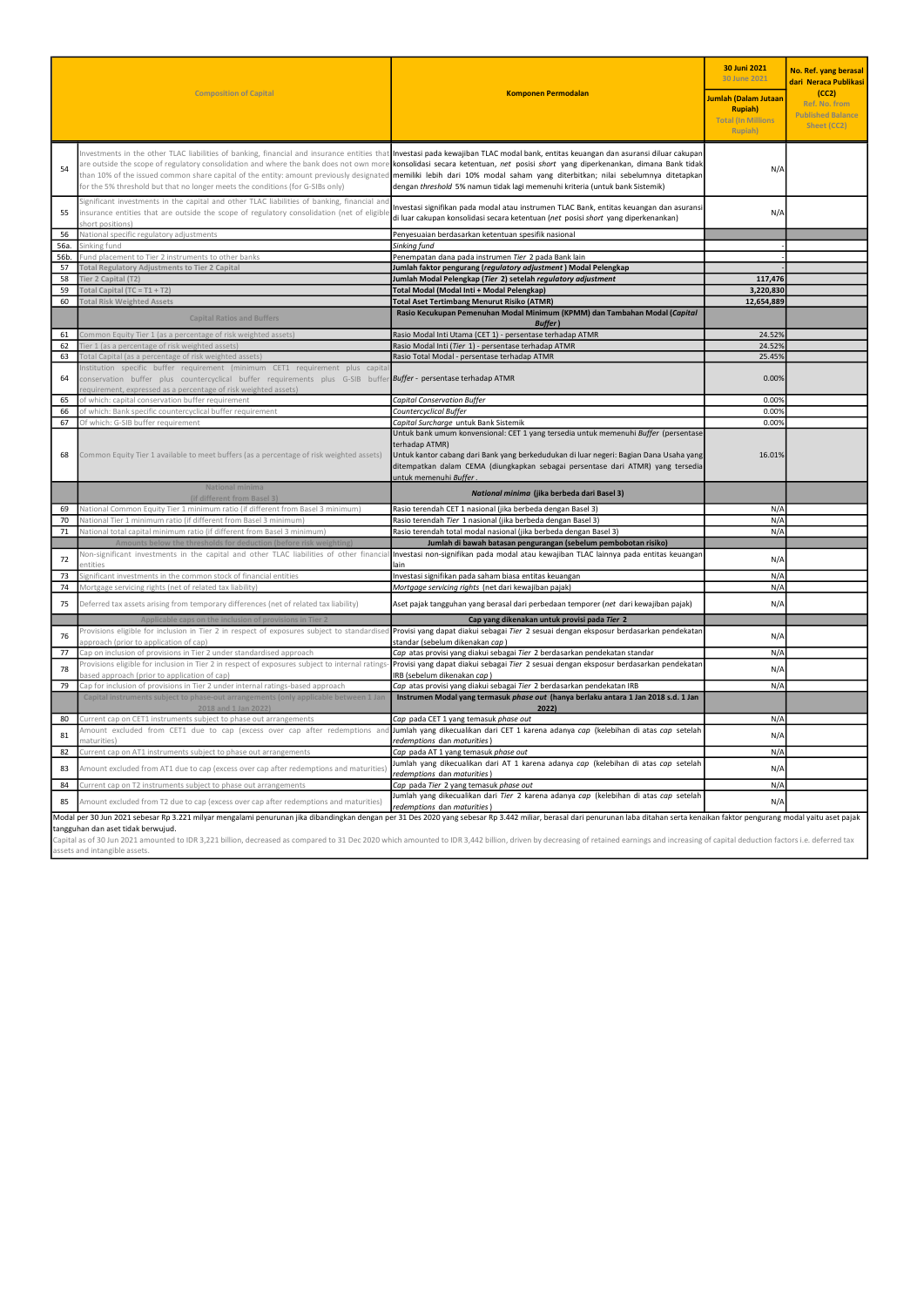| | Composition of Capital | Komponen Permodalan | 30 Juni 2021 30 June 2021 Jumlah (Dalam Jutaan Rupiah) Total (In Millions Rupiah) | No. Ref. yang berasal dari Neraca Publikasi (CC2) Ref. No. from Published Balance Sheet (CC2) |
|---|---|---|---|---|
| 54 | Investments in the other TLAC liabilities of banking, financial and insurance entities that are outside the scope of regulatory consolidation and where the bank does not own more than 10% of the issued common share capital of the entity: amount previously designated for the 5% threshold but that no longer meets the conditions (for G-SIBs only) | Investasi pada kewajiban TLAC modal bank, entitas keuangan dan asuransi diluar cakupan konsolidasi secara ketentuan, *net* posisi *short* yang diperkenankan, dimana Bank tidak memiliki lebih dari 10% modal saham yang diterbitkan; nilai sebelumnya ditetapkan dengan *threshold* 5% namun tidak lagi memenuhi kriteria (untuk bank Sistemik) | N/A | |
| 55 | Significant investments in the capital and other TLAC liabilities of banking, financial and insurance entities that are outside the scope of regulatory consolidation (net of eligible short positions) | Investasi signifikan pada modal atau instrumen TLAC Bank, entitas keuangan dan asuransi di luar cakupan konsolidasi secara ketentuan (*net* posisi *short* yang diperkenankan) | N/A | |
| 56 | National specific regulatory adjustments | Penyesuaian berdasarkan ketentuan spesifik nasional | | |
| 56a. | Sinking fund | *Sinking fund* | - | |
| 56b. | Fund placement to Tier 2 instruments to other banks | Penempatan dana pada instrumen *Tier* 2 pada Bank lain | - | |
| 57 | Total Regulatory Adjustments to Tier 2 Capital | **Jumlah faktor pengurang (*regulatory adjustment*) Modal Pelengkap** | - | |
| 58 | Tier 2 Capital (T2) | **Jumlah Modal Pelengkap (*Tier* 2) setelah *regulatory adjustment*** | 117,476 | |
| 59 | Total Capital (TC = T1 + T2) | **Total Modal (Modal Inti + Modal Pelengkap)** | 3,220,830 | |
| 60 | Total Risk Weighted Assets | **Total Aset Tertimbang Menurut Risiko (ATMR)** | 12,654,889 | |
| | Capital Ratios and Buffers | **Rasio Kecukupan Pemenuhan Modal Minimum (KPMM) dan Tambahan Modal (*Capital Buffer*)** | | |
| 61 | Common Equity Tier 1 (as a percentage of risk weighted assets) | Rasio Modal Inti Utama (CET 1) - persentase terhadap ATMR | 24.52% | |
| 62 | Tier 1 (as a percentage of risk weighted assets) | Rasio Modal Inti (*Tier* 1) - persentase terhadap ATMR | 24.52% | |
| 63 | Total Capital (as a percentage of risk weighted assets) | Rasio Total Modal - persentase terhadap ATMR | 25.45% | |
| 64 | Institution specific buffer requirement (minimum CET1 requirement plus capital conservation buffer plus countercyclical buffer requirements plus G-SIB buffer requirement, expressed as a percentage of risk weighted assets) | *Buffer* - persentase terhadap ATMR | 0.00% | |
| 65 | of which: capital conservation buffer requirement | *Capital Conservation Buffer* | 0.00% | |
| 66 | of which: Bank specific countercyclical buffer requirement | *Countercyclical Buffer* | 0.00% | |
| 67 | Of which: G-SIB buffer requirement | *Capital Surcharge* untuk Bank Sistemik | 0.00% | |
| 68 | Common Equity Tier 1 available to meet buffers (as a percentage of risk weighted assets) | Untuk bank umum konvensional: CET 1 yang tersedia untuk memenuhi *Buffer* (persentase terhadap ATMR) Untuk kantor cabang dari Bank yang berkedudukan di luar negeri: Bagian Dana Usaha yang ditempatkan dalam CEMA (diungkapkan sebagai persentase dari ATMR) yang tersedia untuk memenuhi *Buffer*. | 16.01% | |
| | National minima (if different from Basel 3) | ***National minima* (jika berbeda dari Basel 3)** | | |
| 69 | National Common Equity Tier 1 minimum ratio (if different from Basel 3 minimum) | Rasio terendah CET 1 nasional (jika berbeda dengan Basel 3) | N/A | |
| 70 | National Tier 1 minimum ratio (if different from Basel 3 minimum) | Rasio terendah *Tier* 1 nasional (jika berbeda dengan Basel 3) | N/A | |
| 71 | National total capital minimum ratio (if different from Basel 3 minimum) | Rasio terendah total modal nasional (jika berbeda dengan Basel 3) | N/A | |
| | Amounts below the thresholds for deduction (before risk weighting) | **Jumlah di bawah batasan pengurangan (sebelum pembobotan risiko)** | | |
| 72 | Non-significant investments in the capital and other TLAC liabilities of other financial entities | Investasi non-signifikan pada modal atau kewajiban TLAC lainnya pada entitas keuangan lain | N/A | |
| 73 | Significant investments in the common stock of financial entities | Investasi signifikan pada saham biasa entitas keuangan | N/A | |
| 74 | Mortgage servicing rights (net of related tax liability) | *Mortgage servicing rights* (net dari kewajiban pajak) | N/A | |
| 75 | Deferred tax assets arising from temporary differences (net of related tax liability) | Aset pajak tangguhan yang berasal dari perbedaan temporer (*net* dari kewajiban pajak) | N/A | |
| | Applicable caps on the inclusion of provisions in Tier 2 | **Cap yang dikenakan untuk provisi pada *Tier* 2** | | |
| 76 | Provisions eligible for inclusion in Tier 2 in respect of exposures subject to standardised approach (prior to application of cap) | Provisi yang dapat diakui sebagai *Tier* 2 sesuai dengan eksposur berdasarkan pendekatan standar (sebelum dikenakan *cap*) | N/A | |
| 77 | Cap on inclusion of provisions in Tier 2 under standardised approach | *Cap* atas provisi yang diakui sebagai *Tier* 2 berdasarkan pendekatan standar | N/A | |
| 78 | Provisions eligible for inclusion in Tier 2 in respect of exposures subject to internal ratings-based approach (prior to application of cap) | Provisi yang dapat diakui sebagai *Tier* 2 sesuai dengan eksposur berdasarkan pendekatan IRB (sebelum dikenakan *cap*) | N/A | |
| 79 | Cap for inclusion of provisions in Tier 2 under internal ratings-based approach | *Cap* atas provisi yang diakui sebagai *Tier* 2 berdasarkan pendekatan IRB | N/A | |
| | Capital instruments subject to phase-out arrangements (only applicable between 1 Jan 2018 and 1 Jan 2022) | **Instrumen Modal yang termasuk *phase out* (hanya berlaku antara 1 Jan 2018 s.d. 1 Jan 2022)** | | |
| 80 | Current cap on CET1 instruments subject to phase out arrangements | *Cap* pada CET 1 yang temasuk *phase out* | N/A | |
| 81 | Amount excluded from CET1 due to cap (excess over cap after redemptions and maturities) | Jumlah yang dikecualikan dari CET 1 karena adanya *cap* (kelebihan di atas *cap* setelah *redemptions* dan *maturities*) | N/A | |
| 82 | Current cap on AT1 instruments subject to phase out arrangements | *Cap* pada AT 1 yang temasuk *phase out* | N/A | |
| 83 | Amount excluded from AT1 due to cap (excess over cap after redemptions and maturities) | Jumlah yang dikecualikan dari AT 1 karena adanya *cap* (kelebihan di atas *cap* setelah *redemptions* dan *maturities*) | N/A | |
| 84 | Current cap on T2 instruments subject to phase out arrangements | *Cap* pada *Tier* 2 yang temasuk *phase out* | N/A | |
| 85 | Amount excluded from T2 due to cap (excess over cap after redemptions and maturities) | Jumlah yang dikecualikan dari *Tier* 2 karena adanya *cap* (kelebihan di atas *cap* setelah *redemptions* dan *maturities*) | N/A | |

Modal per 30 Jun 2021 sebesar Rp 3.221 milyar mengalami penurunan jika dibandingkan dengan per 31 Des 2020 yang sebesar Rp 3.442 miliar, berasal dari penurunan laba ditahan serta kenaikan faktor pengurang modal yaitu aset pajak tangguhan dan aset tidak berwujud.

Capital as of 30 Jun 2021 amounted to IDR 3,221 billion, decreased as compared to 31 Dec 2020 which amounted to IDR 3,442 billion, driven by decreasing of retained earnings and increasing of capital deduction factors i.e. deferred tax assets and intangible assets.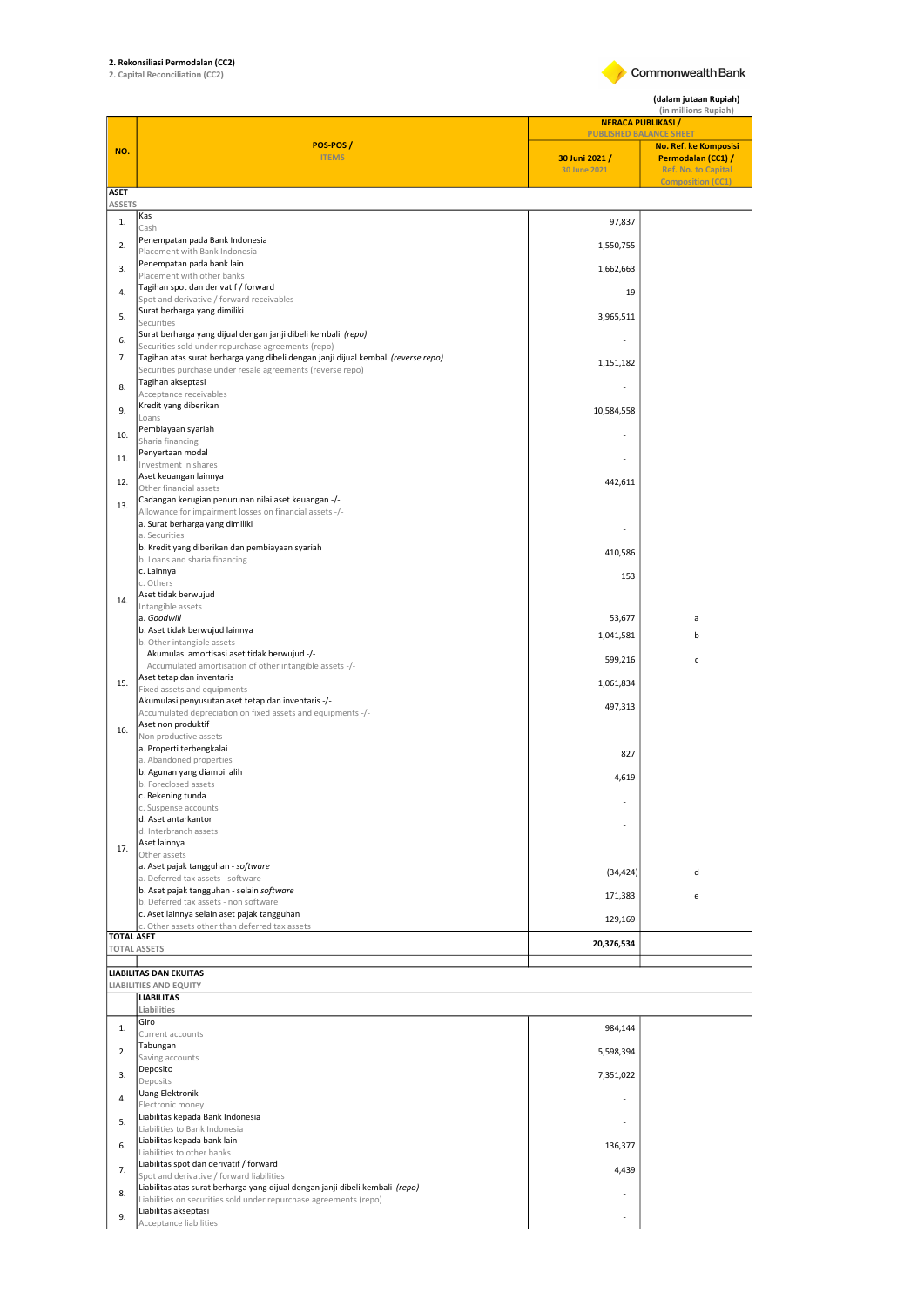**2. Rekonsiliasi Permodalan (CC2)**
2. Capital Reconciliation (CC2)

Commonwealth Bank

**(dalam jutaan Rupiah)**
(in millions Rupiah)

| NO. | POS-POS / ITEMS | NERACA PUBLIKASI / PUBLISHED BALANCE SHEET | |
|---|---|---|---|
| | | **30 Juni 2021 /** 30 June 2021 | **No. Ref. ke Komposisi Permodalan (CC1) /** Ref. No. to Capital Composition (CC1) |
| **ASET** ASSETS | | | |
| 1. | Kas / Cash | 97,837 | |
| 2. | Penempatan pada Bank Indonesia / Placement with Bank Indonesia | 1,550,755 | |
| 3. | Penempatan pada bank lain / Placement with other banks | 1,662,663 | |
| 4. | Tagihan spot dan derivatif / forward / Spot and derivative / forward receivables | 19 | |
| 5. | Surat berharga yang dimiliki / Securities | 3,965,511 | |
| 6. | Surat berharga yang dijual dengan janji dibeli kembali *(repo)* / Securities sold under repurchase agreements (repo) | - | |
| 7. | Tagihan atas surat berharga yang dibeli dengan janji dijual kembali *(reverse repo)* / Securities purchase under resale agreements (reverse repo) | 1,151,182 | |
| 8. | Tagihan akseptasi / Acceptance receivables | - | |
| 9. | Kredit yang diberikan / Loans | 10,584,558 | |
| 10. | Pembiayaan syariah / Sharia financing | - | |
| 11. | Penyertaan modal / Investment in shares | - | |
| 12. | Aset keuangan lainnya / Other financial assets | 442,611 | |
| 13. | Cadangan kerugian penurunan nilai aset keuangan -/- / Allowance for impairment losses on financial assets -/- | | |
| | a. Surat berharga yang dimiliki / a. Securities | - | |
| | b. Kredit yang diberikan dan pembiayaan syariah / b. Loans and sharia financing | 410,586 | |
| | c. Lainnya / c. Others | 153 | |
| 14. | Aset tidak berwujud / Intangible assets | | |
| | a. *Goodwill* | 53,677 | a |
| | b. Aset tidak berwujud lainnya / b. Other intangible assets | 1,041,581 | b |
| | Akumulasi amortisasi aset tidak berwujud -/- / Accumulated amortisation of other intangible assets -/- | 599,216 | c |
| 15. | Aset tetap dan inventaris / Fixed assets and equipments | 1,061,834 | |
| | Akumulasi penyusutan aset tetap dan inventaris -/- / Accumulated depreciation on fixed assets and equipments -/- | 497,313 | |
| 16. | Aset non produktif / Non productive assets | | |
| | a. Properti terbengkalai / a. Abandoned properties | 827 | |
| | b. Agunan yang diambil alih / b. Foreclosed assets | 4,619 | |
| | c. Rekening tunda / c. Suspense accounts | - | |
| | d. Aset antarkantor / d. Interbranch assets | - | |
| 17. | Aset lainnya / Other assets | | |
| | a. Aset pajak tangguhan - *software* / a. Deferred tax assets - software | (34,424) | d |
| | b. Aset pajak tangguhan - selain *software* / b. Deferred tax assets - non software | 171,383 | e |
| | c. Aset lainnya selain aset pajak tangguhan / c. Other assets other than deferred tax assets | 129,169 | |
| **TOTAL ASET** TOTAL ASSETS | | **20,376,534** | |
| **LIABILITAS DAN EKUITAS** LIABILITIES AND EQUITY | | | |
| | **LIABILITAS** Liabilities | | |
| 1. | Giro / Current accounts | 984,144 | |
| 2. | Tabungan / Saving accounts | 5,598,394 | |
| 3. | Deposito / Deposits | 7,351,022 | |
| 4. | Uang Elektronik / Electronic money | - | |
| 5. | Liabilitas kepada Bank Indonesia / Liabilities to Bank Indonesia | - | |
| 6. | Liabilitas kepada bank lain / Liabilities to other banks | 136,377 | |
| 7. | Liabilitas spot dan derivatif / forward / Spot and derivative / forward liabilities | 4,439 | |
| 8. | Liabilitas atas surat berharga yang dijual dengan janji dibeli kembali *(repo)* / Liabilities on securities sold under repurchase agreements (repo) | - | |
| 9. | Liabilitas akseptasi / Acceptance liabilities | - | |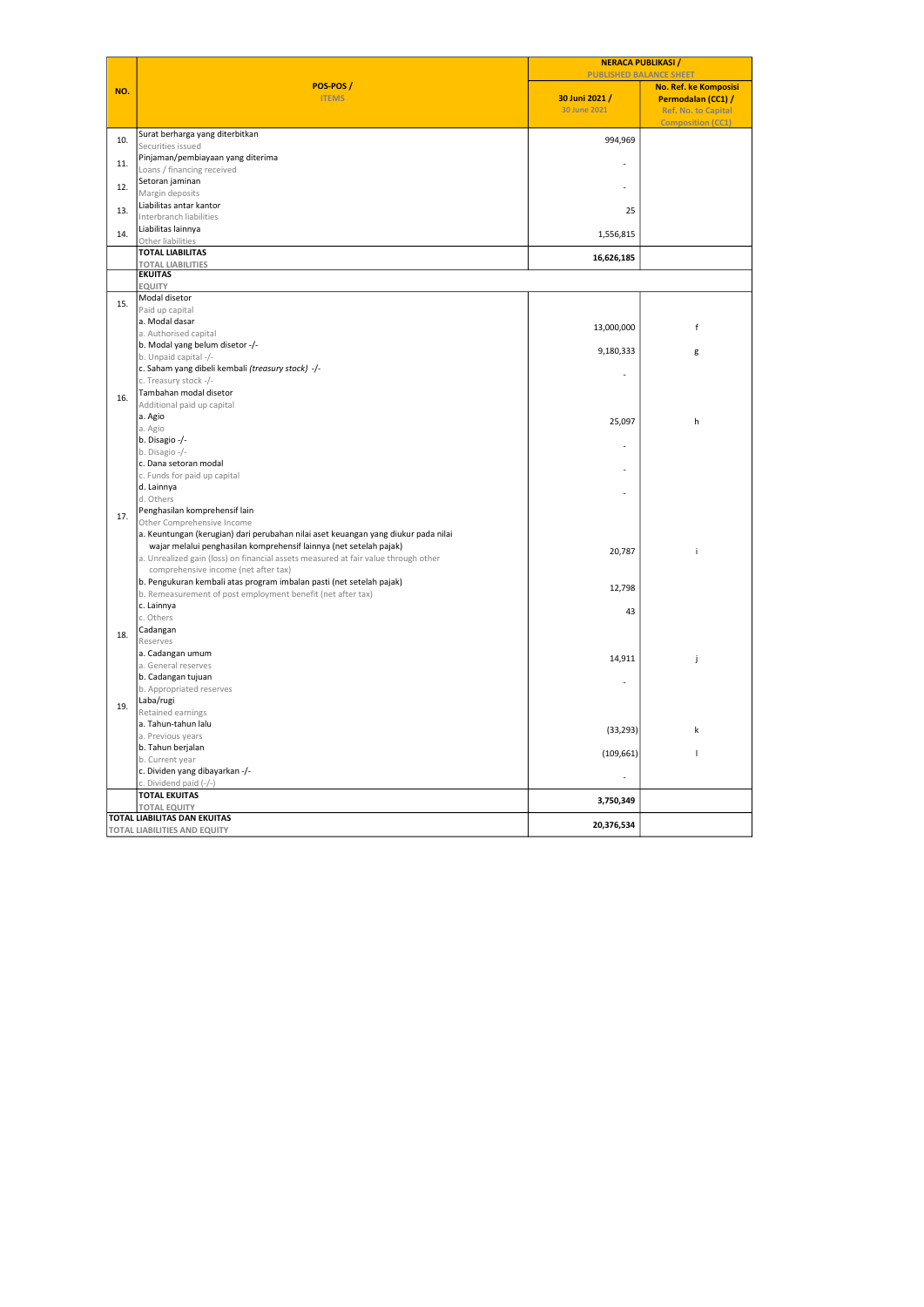| NO. | POS-POS / ITEMS | NERACA PUBLIKASI / PUBLISHED BALANCE SHEET | |
|---|---|---|---|
| | | 30 Juni 2021 / 30 June 2021 | No. Ref. ke Komposisi Permodalan (CC1) / Ref. No. to Capital Composition (CC1) |
| 10. | Surat berharga yang diterbitkan<br>Securities issued | 994,969 | |
| 11. | Pinjaman/pembiayaan yang diterima<br>Loans / financing received | - | |
| 12. | Setoran jaminan<br>Margin deposits | - | |
| 13. | Liabilitas antar kantor<br>Interbranch liabilities | 25 | |
| 14. | Liabilitas lainnya<br>Other liabilities | 1,556,815 | |
| | **TOTAL LIABILITAS**<br>**TOTAL LIABILITIES** | **16,626,185** | |
| | **EKUITAS**<br>**EQUITY** | | |
| 15. | Modal disetor<br>Paid up capital | | |
| | a. Modal dasar<br>a. Authorised capital | 13,000,000 | f |
| | b. Modal yang belum disetor -/-<br>b. Unpaid capital -/- | 9,180,333 | g |
| | c. Saham yang dibeli kembali *(treasury stock)* -/-<br>c. Treasury stock -/- | - | |
| 16. | Tambahan modal disetor<br>Additional paid up capital | | |
| | a. Agio<br>a. Agio | 25,097 | h |
| | b. Disagio -/-<br>b. Disagio -/- | - | |
| | c. Dana setoran modal<br>c. Funds for paid up capital | - | |
| | d. Lainnya<br>d. Others | - | |
| 17. | Penghasilan komprehensif lain<br>Other Comprehensive Income | | |
| | a. Keuntungan (kerugian) dari perubahan nilai aset keuangan yang diukur pada nilai wajar melalui penghasilan komprehensif lainnya (net setelah pajak)<br>a. Unrealized gain (loss) on financial assets measured at fair value through other comprehensive income (net after tax) | 20,787 | i |
| | b. Pengukuran kembali atas program imbalan pasti (net setelah pajak)<br>b. Remeasurement of post employment benefit (net after tax) | 12,798 | |
| | c. Lainnya<br>c. Others | 43 | |
| 18. | Cadangan<br>Reserves | | |
| | a. Cadangan umum<br>a. General reserves | 14,911 | j |
| | b. Cadangan tujuan<br>b. Appropriated reserves | - | |
| 19. | Laba/rugi<br>Retained earnings | | |
| | a. Tahun-tahun lalu<br>a. Previous years | (33,293) | k |
| | b. Tahun berjalan<br>b. Current year | (109,661) | l |
| | c. Dividen yang dibayarkan -/-<br>c. Dividend paid (-/-) | - | |
| | **TOTAL EKUITAS**<br>**TOTAL EQUITY** | **3,750,349** | |
| | **TOTAL LIABILITAS DAN EKUITAS**<br>**TOTAL LIABILITIES AND EQUITY** | **20,376,534** | |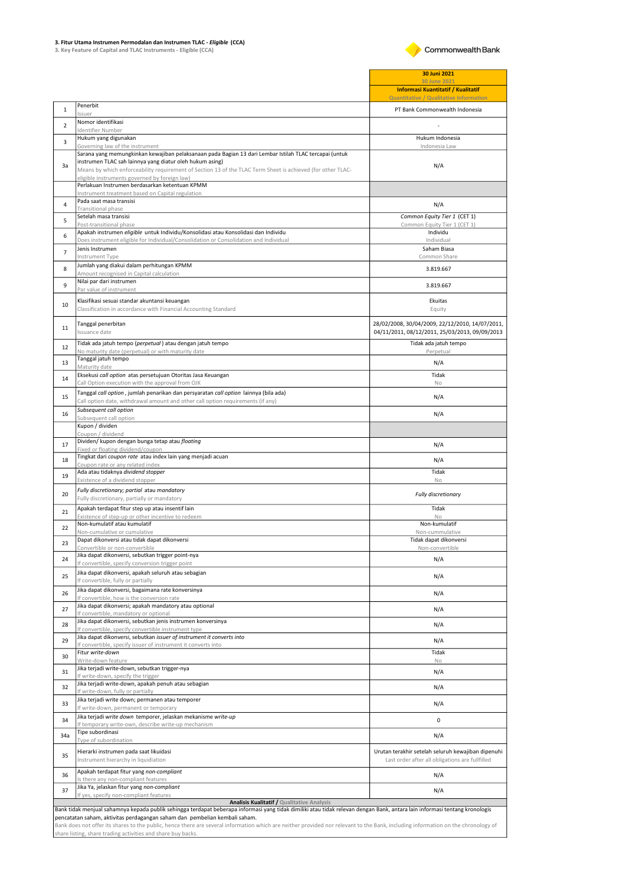**3. Fitur Utama Instrumen Permodalan dan Instrumen TLAC - *Eligible* (CCA)**
**3. Key Feature of Capital and TLAC Instruments - Eligible (CCA)**

CommonwealthBank

| | | 30 Juni 2021<br>30 June 2021<br>Informasi Kuantitatif / Kualitatif<br>Quantitative / Qualitative Information |
|---|---|---|
| 1 | Penerbit<br>Issuer | PT Bank Commonwealth Indonesia |
| 2 | Nomor identifikasi<br>Identifier Number | - |
| 3 | Hukum yang digunakan<br>Governing law of the instrument | Hukum Indonesia<br>Indonesia Law |
| 3a | Sarana yang memungkinkan kewajiban pelaksanaan pada Bagian 13 dari Lembar Istilah TLAC tercapai (untuk instrumen TLAC sah lainnya yang diatur oleh hukum asing)<br>Means by which enforceability requirement of Section 13 of the TLAC Term Sheet is achieved (for other TLAC-eligible instruments governed by foreign law) | N/A |
| | Perlakuan Instrumen berdasarkan ketentuan KPMM<br>Instrument treatment based on Capital regulation | |
| 4 | Pada saat masa transisi<br>Transitional phase | N/A |
| 5 | Setelah masa transisi<br>Post-transitional phase | *Common Equity Tier 1* (CET 1)<br>Common Equity Tier 1 (CET 1) |
| 6 | Apakah instrumen *eligible* untuk Individu/Konsolidasi atau Konsolidasi dan Individu<br>Does instrument eligible for Individual/Consolidation or Consolidation and Individual | Individu<br>Individual |
| 7 | Jenis Instrumen<br>Instrument Type | Saham Biasa<br>Common Share |
| 8 | Jumlah yang diakui dalam perhitungan KPMM<br>Amount recognised in Capital calculation | 3.819.667 |
| 9 | Nilai par dari instrumen<br>Par value of instrument | 3.819.667 |
| 10 | Klasifikasi sesuai standar akuntansi keuangan<br>Classification in accordance with Financial Accounting Standard | Ekuitas<br>Equity |
| 11 | Tanggal penerbitan<br>Issuance date | 28/02/2008, 30/04/2009, 22/12/2010, 14/07/2011, 04/11/2011, 08/12/2011, 25/03/2013, 09/09/2013 |
| 12 | Tidak ada jatuh tempo (*perpetual*) atau dengan jatuh tempo<br>No maturity date (perpetual) or with maturity date | Tidak ada jatuh tempo<br>Perpetual |
| 13 | Tanggal jatuh tempo<br>Maturity date | N/A |
| 14 | Eksekusi *call option* atas persetujuan Otoritas Jasa Keuangan<br>Call Option execution with the approval from OJK | Tidak<br>No |
| 15 | Tanggal *call option*, jumlah penarikan dan persyaratan *call option* lainnya (bila ada)<br>Call option date, withdrawal amount and other call option requirements (if any) | N/A |
| 16 | *Subsequent call option*<br>Subsequent call option | N/A |
| | Kupon / dividen<br>Coupon / dividend | |
| 17 | Dividen/ kupon dengan bunga tetap atau *floating*<br>Fixed or floating dividend/coupon | N/A |
| 18 | Tingkat dari *coupon rate* atau index lain yang menjadi acuan<br>Coupon rate or any related index | N/A |
| 19 | Ada atau tidaknya *dividend stopper*<br>Existence of a dividend stopper | Tidak<br>No |
| 20 | *Fully discretionary; partial* atau *mandatory*<br>Fully discretionary, partially or mandatory | *Fully discretionary* |
| 21 | Apakah terdapat fitur step up atau insentif lain<br>Existence of step-up or other incentive to redeem | Tidak<br>No |
| 22 | Non-kumulatif atau kumulatif<br>Non-cumulative or cumulative | Non-kumulatif<br>Non-cummulative |
| 23 | Dapat dikonversi atau tidak dapat dikonversi<br>Convertible or non-convertible | Tidak dapat dikonversi<br>Non-convertible |
| 24 | Jika dapat dikonversi, sebutkan trigger point-nya<br>If convertible, specify conversion trigger point | N/A |
| 25 | Jika dapat dikonversi, apakah seluruh atau sebagian<br>If convertible, fully or partially | N/A |
| 26 | Jika dapat dikonversi, bagaimana rate konversinya<br>If convertible, how is the conversion rate | N/A |
| 27 | Jika dapat dikonversi; apakah mandatory atau optional<br>If convertible, mandatory or optional | N/A |
| 28 | Jika dapat dikonversi, sebutkan jenis instrumen konversinya<br>If convertible, specify convertible instrument type | N/A |
| 29 | Jika dapat dikonversi, sebutkan *issuer of instrument it converts into*<br>If convertible, specify issuer of instrument it converts into | N/A |
| 30 | Fitur *write-down*<br>Write-down feature | Tidak<br>No |
| 31 | Jika terjadi write-down, sebutkan trigger-nya<br>If write-down, specify the trigger | N/A |
| 32 | Jika terjadi write-down, apakah penuh atau sebagian<br>If write-down, fully or partially | N/A |
| 33 | Jika terjadi write down; permanen atau temporer<br>If write-down, permanent or temporary | N/A |
| 34 | Jika terjadi *write down* temporer, jelaskan mekanisme *write-up*<br>If temporary write-own, describe write-up mechanism | 0 |
| 34a | Tipe subordinasi<br>Type of subordination | N/A |
| 35 | Hierarki instrumen pada saat likuidasi<br>Instrument hierarchy in liquidation | Urutan terakhir setelah seluruh kewajiban dipenuhi<br>Last order after all obligations are fullfilled |
| 36 | Apakah terdapat fitur yang *non-compliant*<br>Is there any non-compliant features | N/A |
| 37 | Jika Ya, jelaskan fitur yang *non-compliant*<br>If yes, specify non-compliant features | N/A |

**Analisis Kualitatif / Qualitative Analysis**

Bank tidak menjual sahamnya kepada publik sehingga terdapat beberapa informasi yang tidak dimiliki atau tidak relevan dengan Bank, antara lain informasi tentang kronologis pencatatan saham, aktivitas perdagangan saham dan pembelian kembali saham.

Bank does not offer its shares to the public, hence there are several information which are neither provided nor relevant to the Bank, including information on the chronology of share listing, share trading activities and share buy backs.